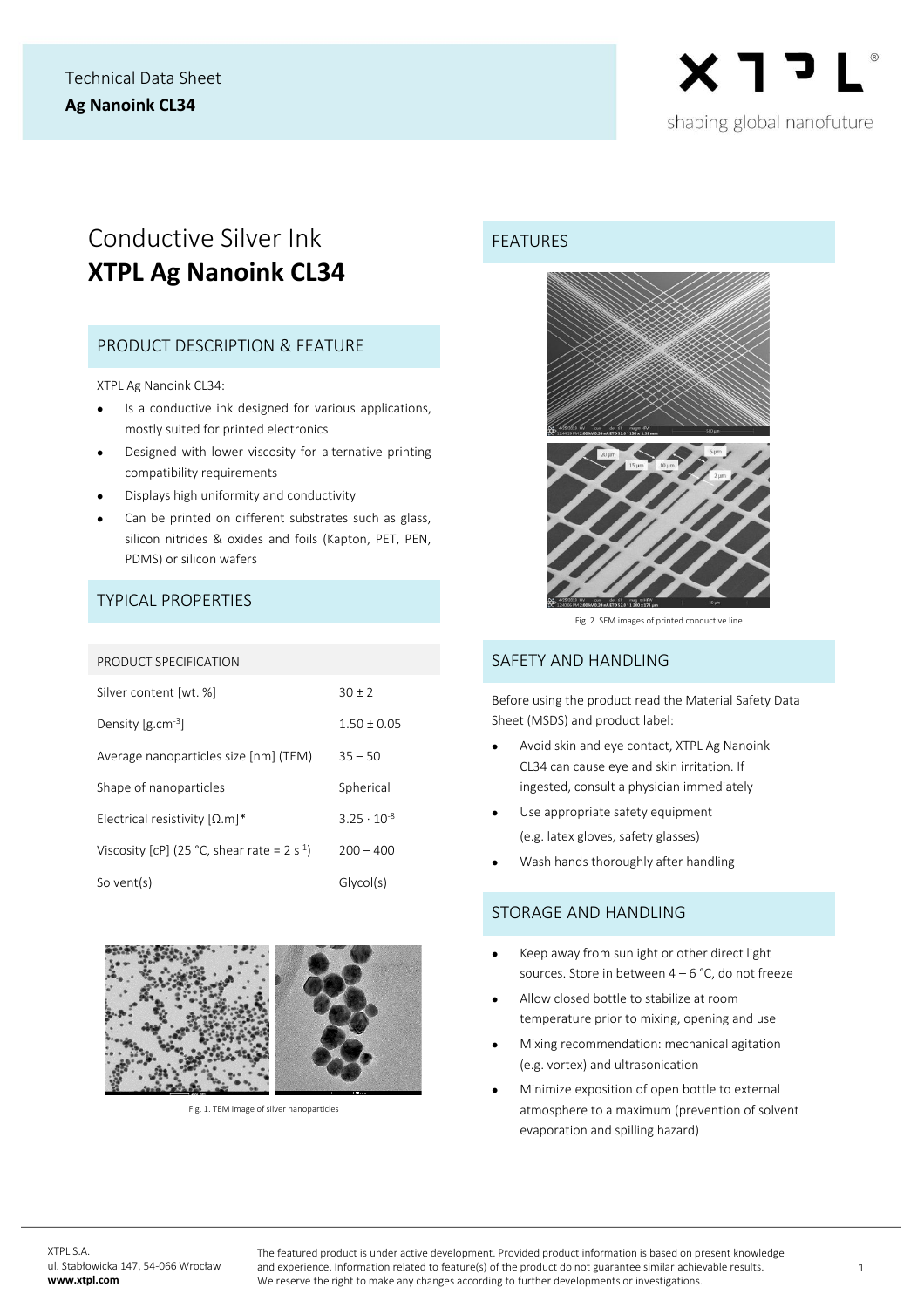Technical Data Sheet
**Ag Nanoink CL34**

# Conductive Silver Ink
# **XTPL Ag Nanoink CL34**

## PRODUCT DESCRIPTION & FEATURE

XTPL Ag Nanoink CL34:

- Is a conductive ink designed for various applications, mostly suited for printed electronics
- Designed with lower viscosity for alternative printing compatibility requirements
- Displays high uniformity and conductivity
- Can be printed on different substrates such as glass, silicon nitrides & oxides and foils (Kapton, PET, PEN, PDMS) or silicon wafers

## TYPICAL PROPERTIES

| PRODUCT SPECIFICATION | |
|---|---|
| Silver content [wt. %] | 30 ± 2 |
| Density [g.cm$^{-3}$] | 1.50 ± 0.05 |
| Average nanoparticles size [nm] (TEM) | 35 – 50 |
| Shape of nanoparticles | Spherical |
| Electrical resistivity [Ω.m]* | $3.25 \cdot 10^{-8}$ |
| Viscosity [cP] (25 °C, shear rate = 2 s$^{-1}$) | 200 – 400 |
| Solvent(s) | Glycol(s) |

Fig. 1. TEM image of silver nanoparticles

## FEATURES

Fig. 2. SEM images of printed conductive line

## SAFETY AND HANDLING

Before using the product read the Material Safety Data Sheet (MSDS) and product label:

- Avoid skin and eye contact, XTPL Ag Nanoink CL34 can cause eye and skin irritation. If ingested, consult a physician immediately
- Use appropriate safety equipment (e.g. latex gloves, safety glasses)
- Wash hands thoroughly after handling

## STORAGE AND HANDLING

- Keep away from sunlight or other direct light sources. Store in between 4 – 6 °C, do not freeze
- Allow closed bottle to stabilize at room temperature prior to mixing, opening and use
- Mixing recommendation: mechanical agitation (e.g. vortex) and ultrasonication
- Minimize exposition of open bottle to external atmosphere to a maximum (prevention of solvent evaporation and spilling hazard)

XTPL S.A.
ul. Stabłowicka 147, 54-066 Wrocław
**www.xtpl.com**

The featured product is under active development. Provided product information is based on present knowledge and experience. Information related to feature(s) of the product do not guarantee similar achievable results. We reserve the right to make any changes according to further developments or investigations.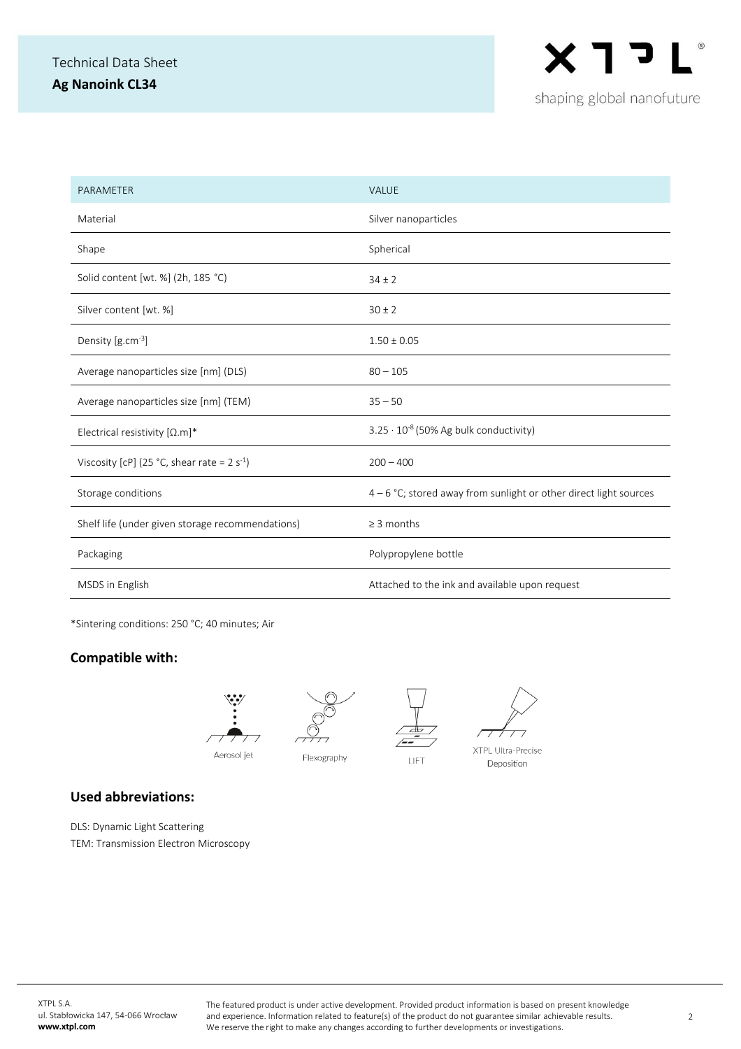Technical Data Sheet

**Ag Nanoink CL34**

| PARAMETER | VALUE |
|---|---|
| Material | Silver nanoparticles |
| Shape | Spherical |
| Solid content [wt. %] (2h, 185 °C) | 34 ± 2 |
| Silver content [wt. %] | 30 ± 2 |
| Density [g.cm$^{-3}$] | 1.50 ± 0.05 |
| Average nanoparticles size [nm] (DLS) | 80 – 105 |
| Average nanoparticles size [nm] (TEM) | 35 – 50 |
| Electrical resistivity [Ω.m]* | $3.25 \cdot 10^{-8}$ (50% Ag bulk conductivity) |
| Viscosity [cP] (25 °C, shear rate = 2 s$^{-1}$) | 200 – 400 |
| Storage conditions | 4 – 6 °C; stored away from sunlight or other direct light sources |
| Shelf life (under given storage recommendations) | ≥ 3 months |
| Packaging | Polypropylene bottle |
| MSDS in English | Attached to the ink and available upon request |

*Sintering conditions: 250 °C; 40 minutes; Air

## Compatible with:

Aerosol jet

Flexography

LIFT

XTPL Ultra-Precise Deposition

## Used abbreviations:

DLS: Dynamic Light Scattering
TEM: Transmission Electron Microscopy

XTPL S.A.
ul. Stabłowicka 147, 54-066 Wrocław
**www.xtpl.com**

The featured product is under active development. Provided product information is based on present knowledge and experience. Information related to feature(s) of the product do not guarantee similar achievable results. We reserve the right to make any changes according to further developments or investigations.